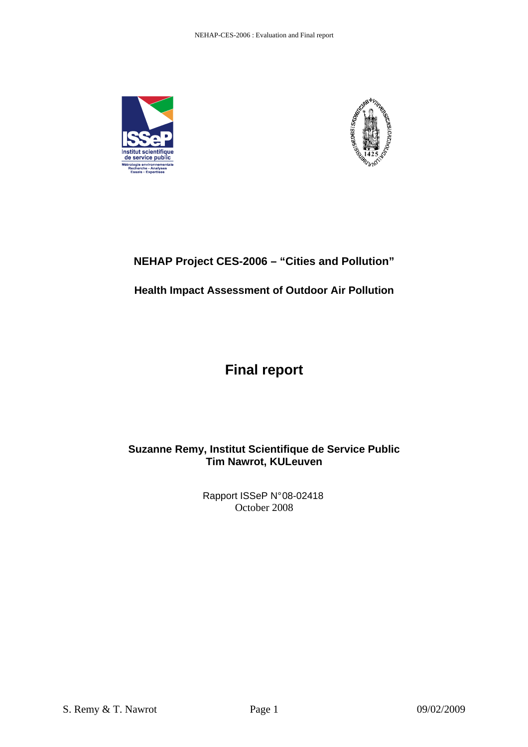## NEHAP Project CES-2006 – "Cities and Pollution"

### Health Impact Assessment of Outdoor Air Pollution

# Final report

**Suzanne Remy, Institut Scientifique de Service Public**
**Tim Nawrot, KULeuven**

Rapport ISSeP N°08-02418
October 2008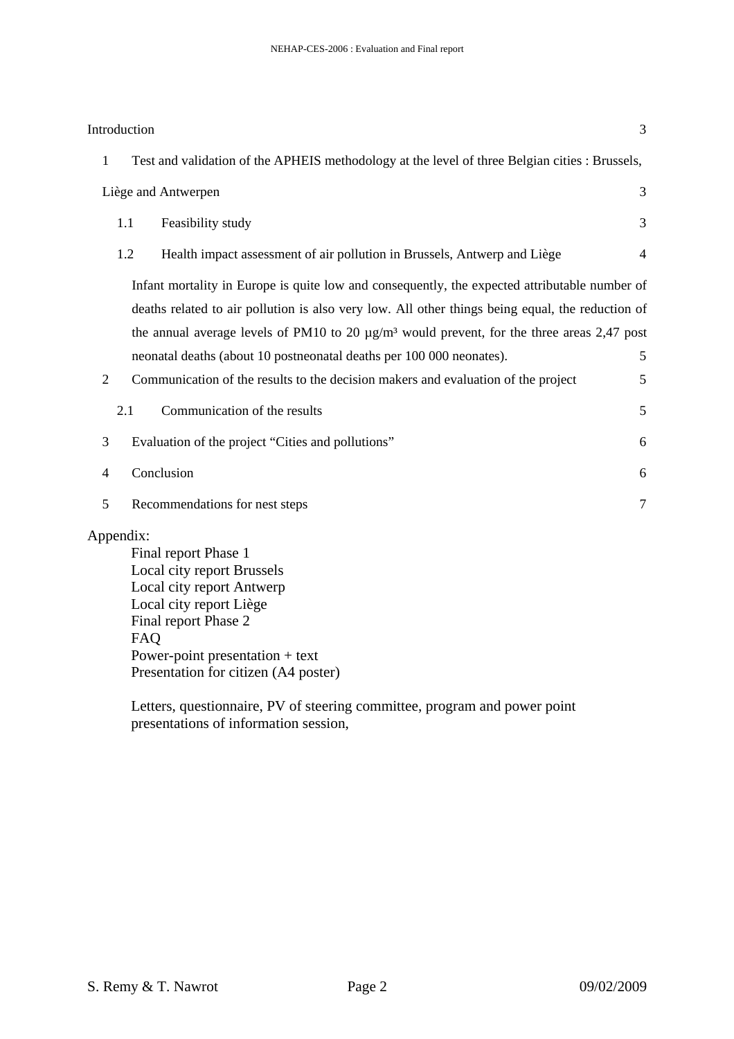| | | |
|---|---|---|
| Introduction | | 3 |
| 1 | Test and validation of the APHEIS methodology at the level of three Belgian cities : Brussels, Liège and Antwerpen | 3 |
| 1.1 | Feasibility study | 3 |
| 1.2 | Health impact assessment of air pollution in Brussels, Antwerp and Liège | 4 |
| | Infant mortality in Europe is quite low and consequently, the expected attributable number of deaths related to air pollution is also very low. All other things being equal, the reduction of the annual average levels of PM10 to 20 µg/m³ would prevent, for the three areas 2,47 post neonatal deaths (about 10 postneonatal deaths per 100 000 neonates). | 5 |
| 2 | Communication of the results to the decision makers and evaluation of the project | 5 |
| 2.1 | Communication of the results | 5 |
| 3 | Evaluation of the project "Cities and pollutions" | 6 |
| 4 | Conclusion | 6 |
| 5 | Recommendations for nest steps | 7 |

Appendix:

- Final report Phase 1
- Local city report Brussels
- Local city report Antwerp
- Local city report Liège
- Final report Phase 2
- FAQ
- Power-point presentation + text
- Presentation for citizen (A4 poster)

Letters, questionnaire, PV of steering committee, program and power point presentations of information session,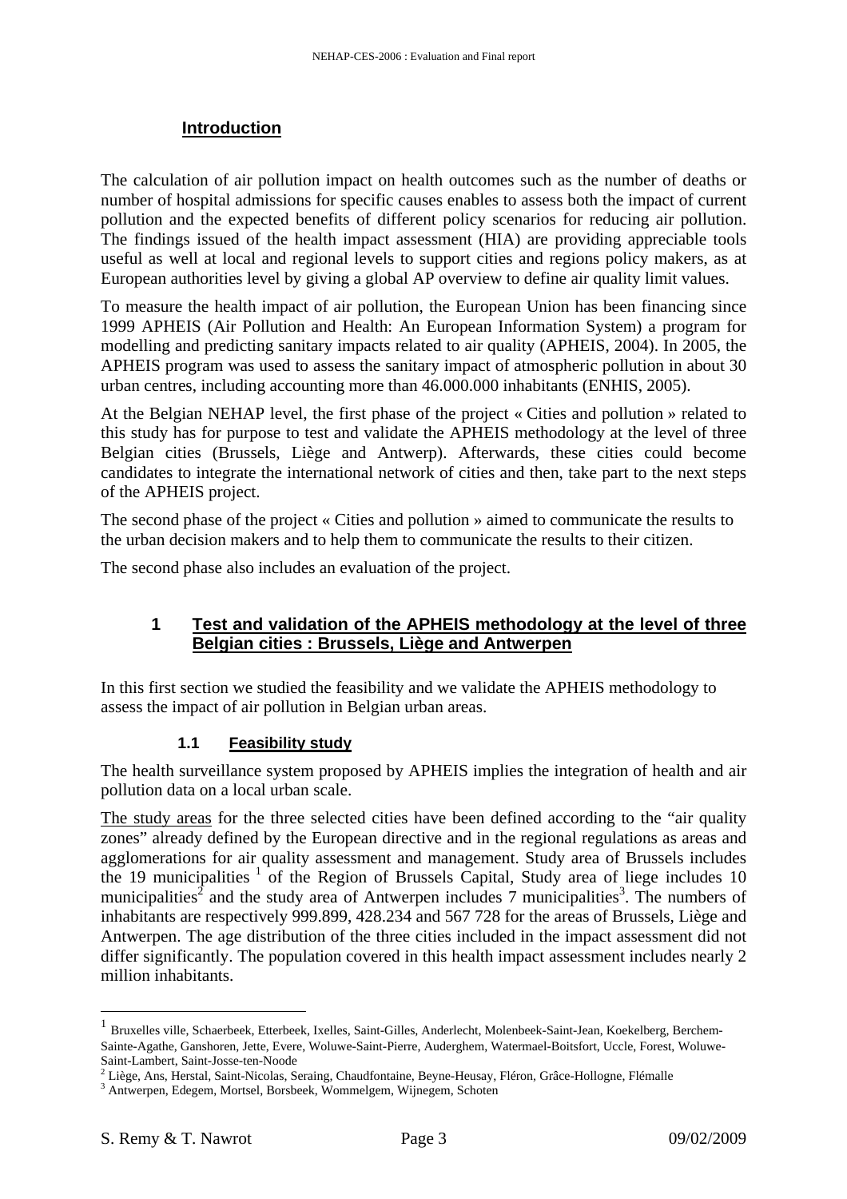## Introduction

The calculation of air pollution impact on health outcomes such as the number of deaths or number of hospital admissions for specific causes enables to assess both the impact of current pollution and the expected benefits of different policy scenarios for reducing air pollution. The findings issued of the health impact assessment (HIA) are providing appreciable tools useful as well at local and regional levels to support cities and regions policy makers, as at European authorities level by giving a global AP overview to define air quality limit values.

To measure the health impact of air pollution, the European Union has been financing since 1999 APHEIS (Air Pollution and Health: An European Information System) a program for modelling and predicting sanitary impacts related to air quality (APHEIS, 2004). In 2005, the APHEIS program was used to assess the sanitary impact of atmospheric pollution in about 30 urban centres, including accounting more than 46.000.000 inhabitants (ENHIS, 2005).

At the Belgian NEHAP level, the first phase of the project « Cities and pollution » related to this study has for purpose to test and validate the APHEIS methodology at the level of three Belgian cities (Brussels, Liège and Antwerp). Afterwards, these cities could become candidates to integrate the international network of cities and then, take part to the next steps of the APHEIS project.

The second phase of the project « Cities and pollution » aimed to communicate the results to the urban decision makers and to help them to communicate the results to their citizen.

The second phase also includes an evaluation of the project.

## 1 Test and validation of the APHEIS methodology at the level of three Belgian cities : Brussels, Liège and Antwerpen

In this first section we studied the feasibility and we validate the APHEIS methodology to assess the impact of air pollution in Belgian urban areas.

### 1.1 Feasibility study

The health surveillance system proposed by APHEIS implies the integration of health and air pollution data on a local urban scale.

The study areas for the three selected cities have been defined according to the "air quality zones" already defined by the European directive and in the regional regulations as areas and agglomerations for air quality assessment and management. Study area of Brussels includes the 19 municipalities [1] of the Region of Brussels Capital, Study area of liege includes 10 municipalities[2] and the study area of Antwerpen includes 7 municipalities[3]. The numbers of inhabitants are respectively 999.899, 428.234 and 567 728 for the areas of Brussels, Liège and Antwerpen. The age distribution of the three cities included in the impact assessment did not differ significantly. The population covered in this health impact assessment includes nearly 2 million inhabitants.

---

[1] Bruxelles ville, Schaerbeek, Etterbeek, Ixelles, Saint-Gilles, Anderlecht, Molenbeek-Saint-Jean, Koekelberg, Berchem-Sainte-Agathe, Ganshoren, Jette, Evere, Woluwe-Saint-Pierre, Auderghem, Watermael-Boitsfort, Uccle, Forest, Woluwe-Saint-Lambert, Saint-Josse-ten-Noode

[2] Liège, Ans, Herstal, Saint-Nicolas, Seraing, Chaudfontaine, Beyne-Heusay, Fléron, Grâce-Hollogne, Flémalle

[3] Antwerpen, Edegem, Mortsel, Borsbeek, Wommelgem, Wijnegem, Schoten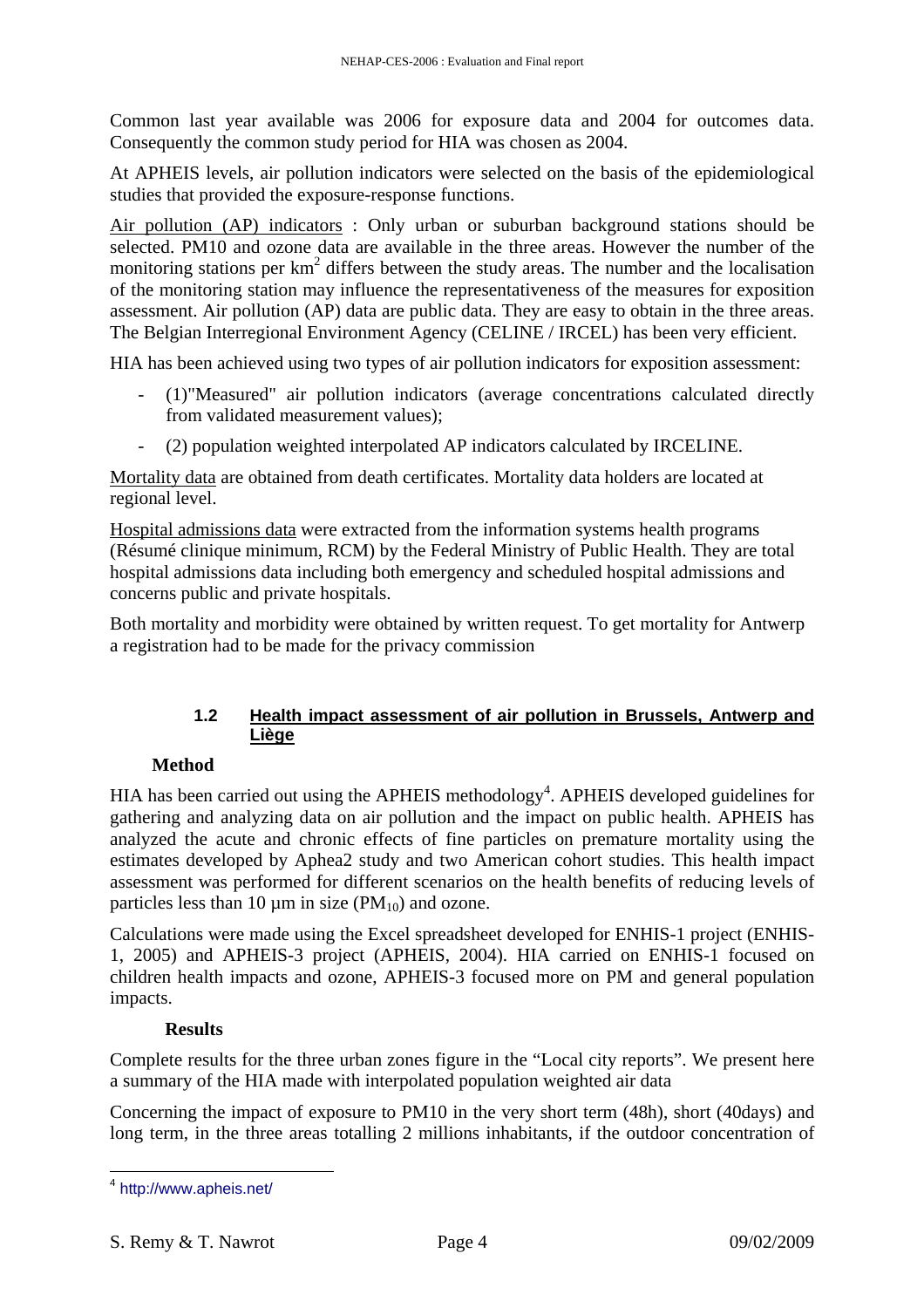Common last year available was 2006 for exposure data and 2004 for outcomes data. Consequently the common study period for HIA was chosen as 2004.

At APHEIS levels, air pollution indicators were selected on the basis of the epidemiological studies that provided the exposure-response functions.

Air pollution (AP) indicators : Only urban or suburban background stations should be selected. PM10 and ozone data are available in the three areas. However the number of the monitoring stations per $km^2$ differs between the study areas. The number and the localisation of the monitoring station may influence the representativeness of the measures for exposition assessment. Air pollution (AP) data are public data. They are easy to obtain in the three areas. The Belgian Interregional Environment Agency (CELINE / IRCEL) has been very efficient.

HIA has been achieved using two types of air pollution indicators for exposition assessment:

- (1)"Measured" air pollution indicators (average concentrations calculated directly from validated measurement values);
- (2) population weighted interpolated AP indicators calculated by IRCELINE.

Mortality data are obtained from death certificates. Mortality data holders are located at regional level.

Hospital admissions data were extracted from the information systems health programs (Résumé clinique minimum, RCM) by the Federal Ministry of Public Health. They are total hospital admissions data including both emergency and scheduled hospital admissions and concerns public and private hospitals.

Both mortality and morbidity were obtained by written request. To get mortality for Antwerp a registration had to be made for the privacy commission

## 1.2 Health impact assessment of air pollution in Brussels, Antwerp and Liège

**Method**

HIA has been carried out using the APHEIS methodology[4]. APHEIS developed guidelines for gathering and analyzing data on air pollution and the impact on public health. APHEIS has analyzed the acute and chronic effects of fine particles on premature mortality using the estimates developed by Aphea2 study and two American cohort studies. This health impact assessment was performed for different scenarios on the health benefits of reducing levels of particles less than 10 µm in size ($PM_{10}$) and ozone.

Calculations were made using the Excel spreadsheet developed for ENHIS-1 project (ENHIS-1, 2005) and APHEIS-3 project (APHEIS, 2004). HIA carried on ENHIS-1 focused on children health impacts and ozone, APHEIS-3 focused more on PM and general population impacts.

**Results**

Complete results for the three urban zones figure in the "Local city reports". We present here a summary of the HIA made with interpolated population weighted air data

Concerning the impact of exposure to PM10 in the very short term (48h), short (40days) and long term, in the three areas totalling 2 millions inhabitants, if the outdoor concentration of

[4] http://www.apheis.net/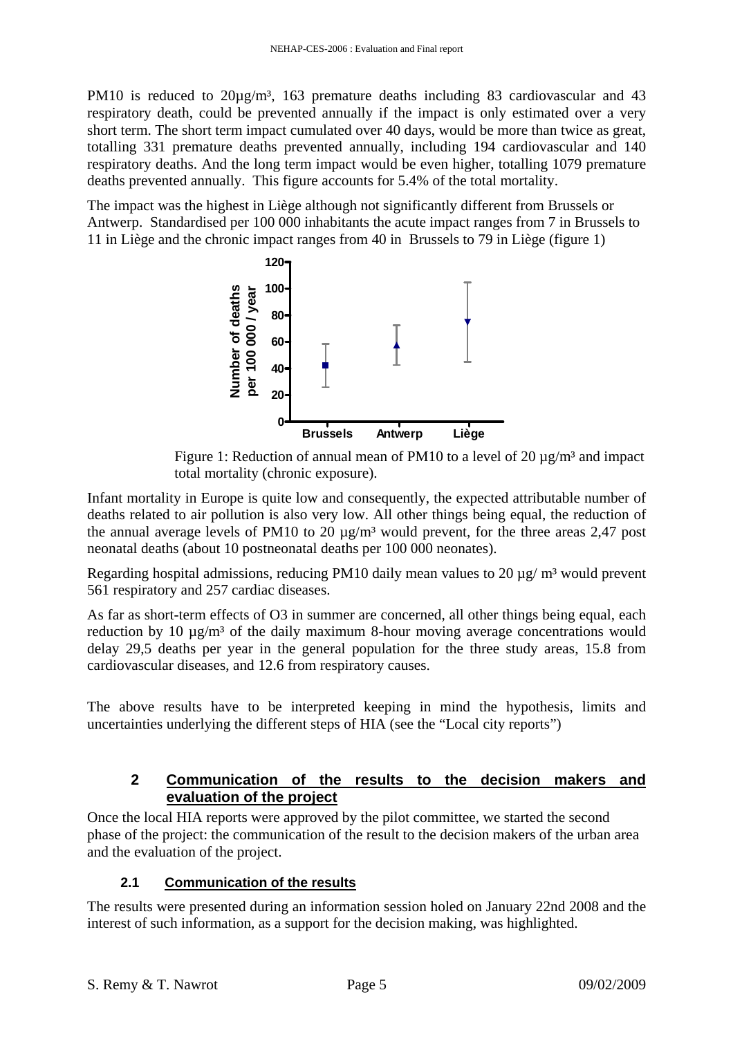PM10 is reduced to 20µg/m³, 163 premature deaths including 83 cardiovascular and 43 respiratory death, could be prevented annually if the impact is only estimated over a very short term. The short term impact cumulated over 40 days, would be more than twice as great, totalling 331 premature deaths prevented annually, including 194 cardiovascular and 140 respiratory deaths. And the long term impact would be even higher, totalling 1079 premature deaths prevented annually. This figure accounts for 5.4% of the total mortality.

The impact was the highest in Liège although not significantly different from Brussels or Antwerp. Standardised per 100 000 inhabitants the acute impact ranges from 7 in Brussels to 11 in Liège and the chronic impact ranges from 40 in Brussels to 79 in Liège (figure 1)

Figure 1: Reduction of annual mean of PM10 to a level of 20 µg/m³ and impact total mortality (chronic exposure).

Infant mortality in Europe is quite low and consequently, the expected attributable number of deaths related to air pollution is also very low. All other things being equal, the reduction of the annual average levels of PM10 to 20 µg/m³ would prevent, for the three areas 2,47 post neonatal deaths (about 10 postneonatal deaths per 100 000 neonates).

Regarding hospital admissions, reducing PM10 daily mean values to 20 µg/ m³ would prevent 561 respiratory and 257 cardiac diseases.

As far as short-term effects of O3 in summer are concerned, all other things being equal, each reduction by 10 µg/m³ of the daily maximum 8-hour moving average concentrations would delay 29,5 deaths per year in the general population for the three study areas, 15.8 from cardiovascular diseases, and 12.6 from respiratory causes.

The above results have to be interpreted keeping in mind the hypothesis, limits and uncertainties underlying the different steps of HIA (see the "Local city reports")

## 2 Communication of the results to the decision makers and evaluation of the project

Once the local HIA reports were approved by the pilot committee, we started the second phase of the project: the communication of the result to the decision makers of the urban area and the evaluation of the project.

### 2.1 Communication of the results

The results were presented during an information session holed on January 22nd 2008 and the interest of such information, as a support for the decision making, was highlighted.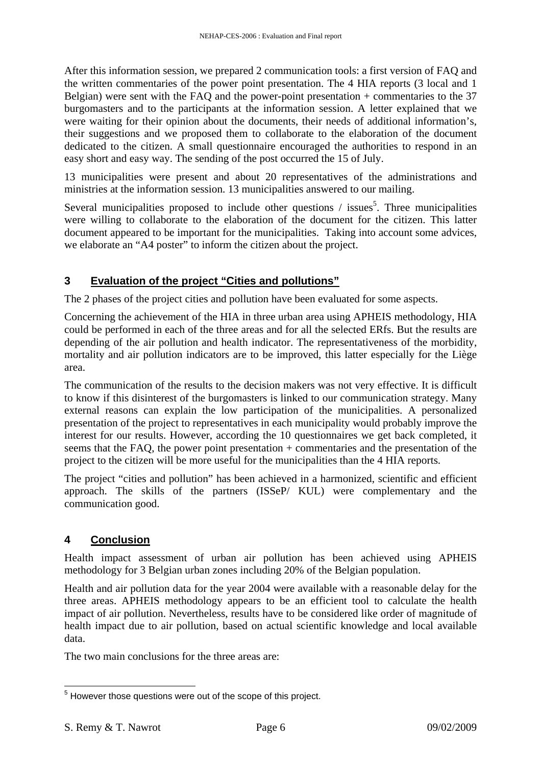After this information session, we prepared 2 communication tools: a first version of FAQ and the written commentaries of the power point presentation. The 4 HIA reports (3 local and 1 Belgian) were sent with the FAQ and the power-point presentation + commentaries to the 37 burgomasters and to the participants at the information session. A letter explained that we were waiting for their opinion about the documents, their needs of additional information's, their suggestions and we proposed them to collaborate to the elaboration of the document dedicated to the citizen. A small questionnaire encouraged the authorities to respond in an easy short and easy way. The sending of the post occurred the 15 of July.

13 municipalities were present and about 20 representatives of the administrations and ministries at the information session. 13 municipalities answered to our mailing.

Several municipalities proposed to include other questions / issues[5]. Three municipalities were willing to collaborate to the elaboration of the document for the citizen. This latter document appeared to be important for the municipalities. Taking into account some advices, we elaborate an "A4 poster" to inform the citizen about the project.

## 3 Evaluation of the project "Cities and pollutions"

The 2 phases of the project cities and pollution have been evaluated for some aspects.

Concerning the achievement of the HIA in three urban area using APHEIS methodology, HIA could be performed in each of the three areas and for all the selected ERfs. But the results are depending of the air pollution and health indicator. The representativeness of the morbidity, mortality and air pollution indicators are to be improved, this latter especially for the Liège area.

The communication of the results to the decision makers was not very effective. It is difficult to know if this disinterest of the burgomasters is linked to our communication strategy. Many external reasons can explain the low participation of the municipalities. A personalized presentation of the project to representatives in each municipality would probably improve the interest for our results. However, according the 10 questionnaires we get back completed, it seems that the FAQ, the power point presentation + commentaries and the presentation of the project to the citizen will be more useful for the municipalities than the 4 HIA reports.

The project "cities and pollution" has been achieved in a harmonized, scientific and efficient approach. The skills of the partners (ISSeP/ KUL) were complementary and the communication good.

## 4 Conclusion

Health impact assessment of urban air pollution has been achieved using APHEIS methodology for 3 Belgian urban zones including 20% of the Belgian population.

Health and air pollution data for the year 2004 were available with a reasonable delay for the three areas. APHEIS methodology appears to be an efficient tool to calculate the health impact of air pollution. Nevertheless, results have to be considered like order of magnitude of health impact due to air pollution, based on actual scientific knowledge and local available data.

The two main conclusions for the three areas are:

[5] However those questions were out of the scope of this project.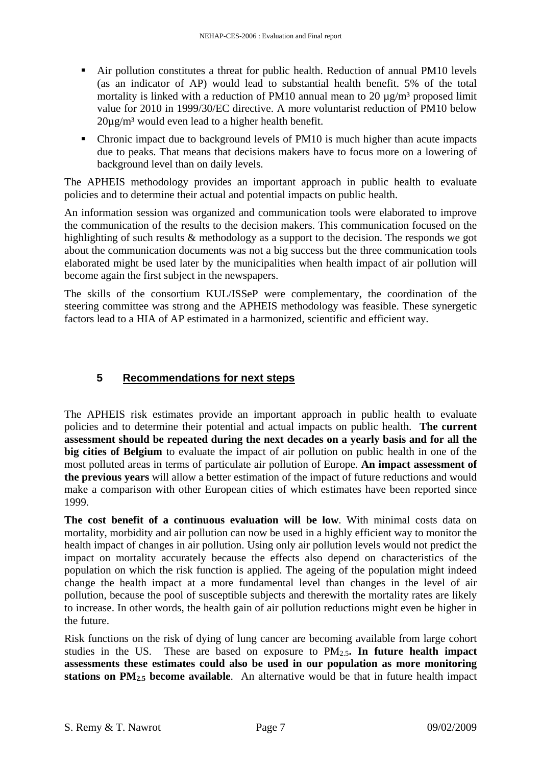- Air pollution constitutes a threat for public health. Reduction of annual PM10 levels (as an indicator of AP) would lead to substantial health benefit. 5% of the total mortality is linked with a reduction of PM10 annual mean to 20 µg/m³ proposed limit value for 2010 in 1999/30/EC directive. A more voluntarist reduction of PM10 below 20µg/m³ would even lead to a higher health benefit.
- Chronic impact due to background levels of PM10 is much higher than acute impacts due to peaks. That means that decisions makers have to focus more on a lowering of background level than on daily levels.

The APHEIS methodology provides an important approach in public health to evaluate policies and to determine their actual and potential impacts on public health.

An information session was organized and communication tools were elaborated to improve the communication of the results to the decision makers. This communication focused on the highlighting of such results & methodology as a support to the decision. The responds we got about the communication documents was not a big success but the three communication tools elaborated might be used later by the municipalities when health impact of air pollution will become again the first subject in the newspapers.

The skills of the consortium KUL/ISSeP were complementary, the coordination of the steering committee was strong and the APHEIS methodology was feasible. These synergetic factors lead to a HIA of AP estimated in a harmonized, scientific and efficient way.

## 5 Recommendations for next steps

The APHEIS risk estimates provide an important approach in public health to evaluate policies and to determine their potential and actual impacts on public health. **The current assessment should be repeated during the next decades on a yearly basis and for all the big cities of Belgium** to evaluate the impact of air pollution on public health in one of the most polluted areas in terms of particulate air pollution of Europe. **An impact assessment of the previous years** will allow a better estimation of the impact of future reductions and would make a comparison with other European cities of which estimates have been reported since 1999.

**The cost benefit of a continuous evaluation will be low**. With minimal costs data on mortality, morbidity and air pollution can now be used in a highly efficient way to monitor the health impact of changes in air pollution. Using only air pollution levels would not predict the impact on mortality accurately because the effects also depend on characteristics of the population on which the risk function is applied. The ageing of the population might indeed change the health impact at a more fundamental level than changes in the level of air pollution, because the pool of susceptible subjects and therewith the mortality rates are likely to increase. In other words, the health gain of air pollution reductions might even be higher in the future.

Risk functions on the risk of dying of lung cancer are becoming available from large cohort studies in the US. These are based on exposure to $PM_{2.5}$**. In future health impact assessments these estimates could also be used in our population as more monitoring stations on $PM_{2.5}$ become available**. An alternative would be that in future health impact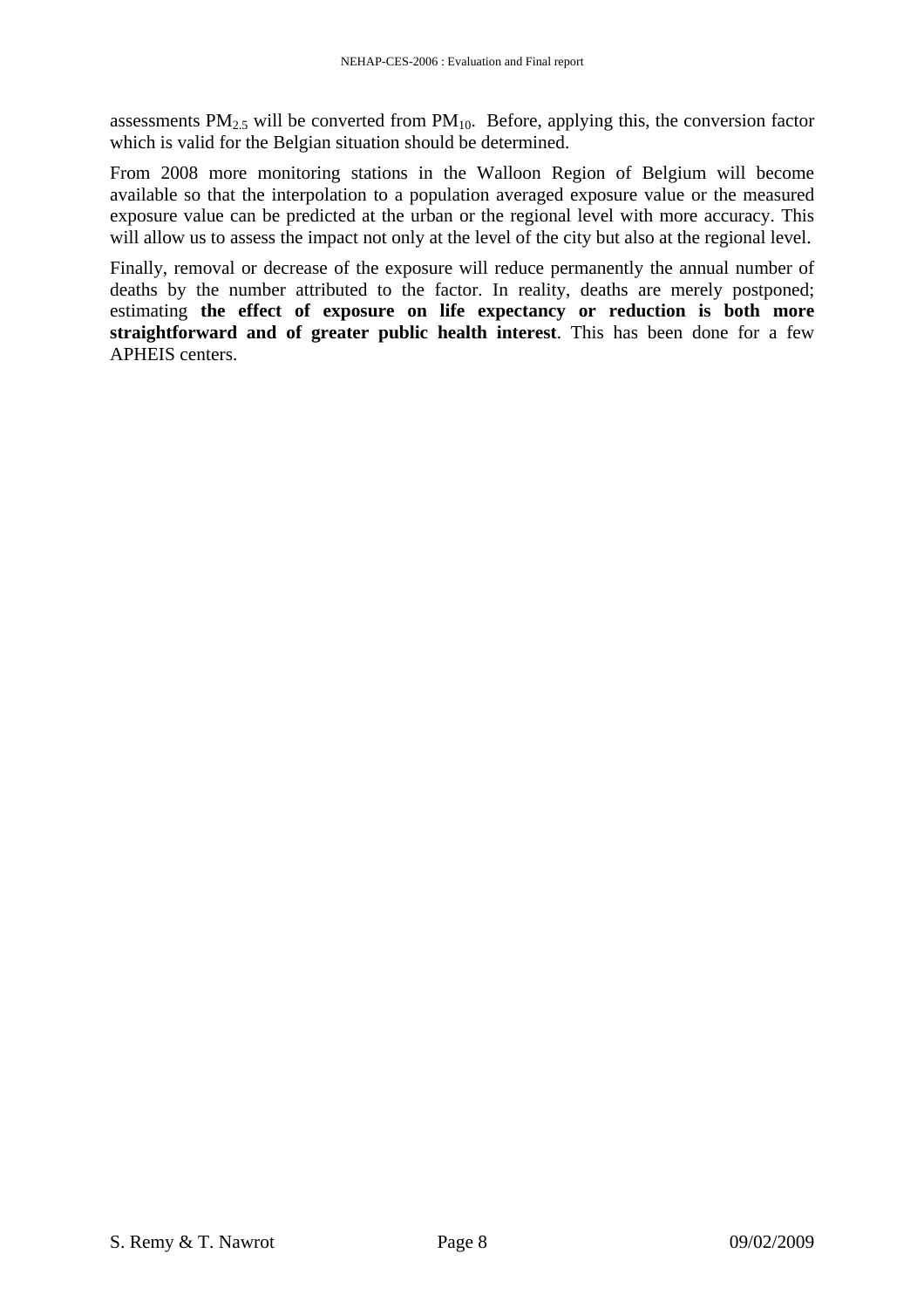assessments $PM_{2.5}$ will be converted from $PM_{10}$. Before, applying this, the conversion factor which is valid for the Belgian situation should be determined.

From 2008 more monitoring stations in the Walloon Region of Belgium will become available so that the interpolation to a population averaged exposure value or the measured exposure value can be predicted at the urban or the regional level with more accuracy. This will allow us to assess the impact not only at the level of the city but also at the regional level.

Finally, removal or decrease of the exposure will reduce permanently the annual number of deaths by the number attributed to the factor. In reality, deaths are merely postponed; estimating **the effect of exposure on life expectancy or reduction is both more straightforward and of greater public health interest**. This has been done for a few APHEIS centers.